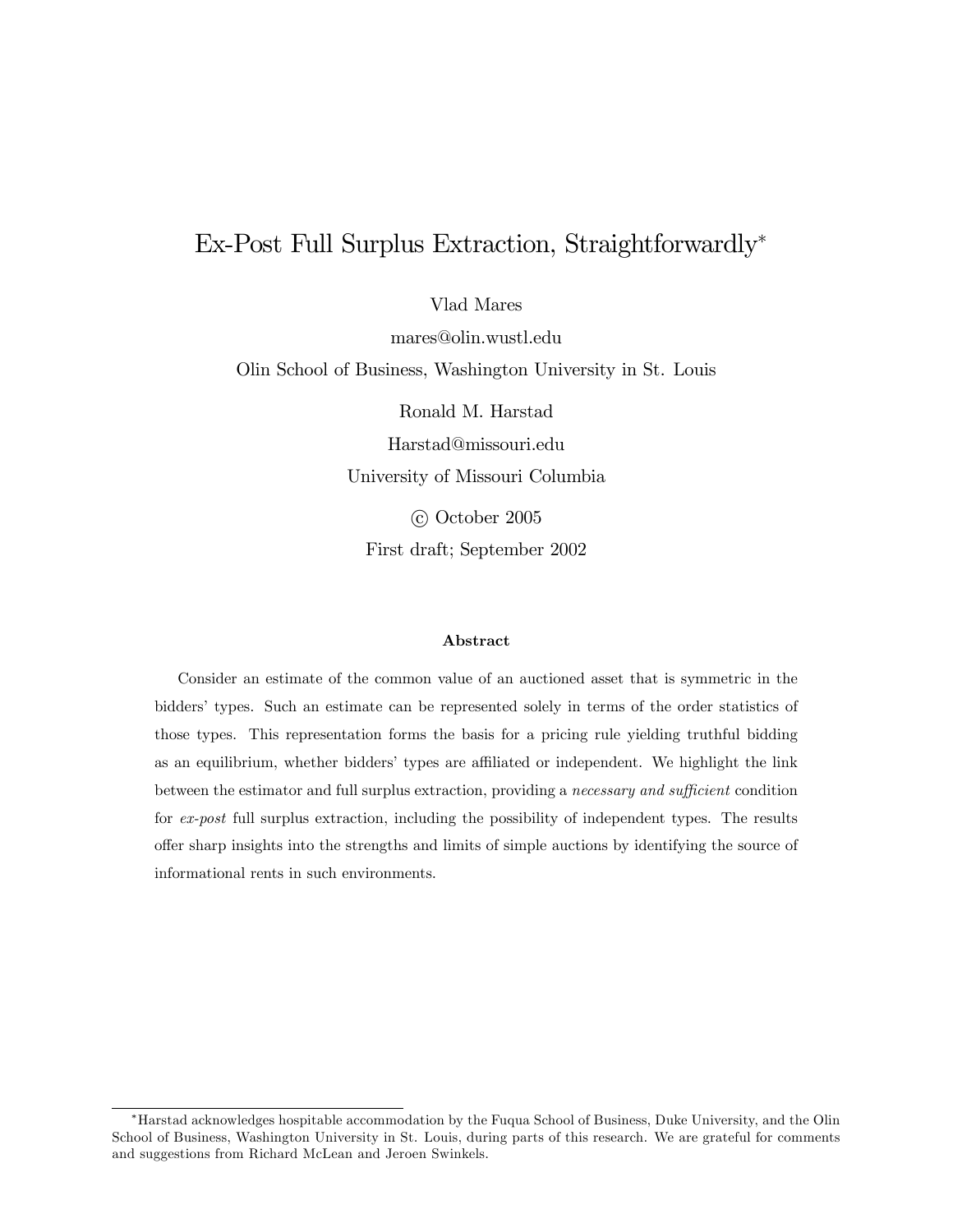# Ex-Post Full Surplus Extraction, Straightforwardly*

Vlad Mares

mares@olin.wustl.edu

Olin School of Business, Washington University in St. Louis

Ronald M. Harstad

Harstad@missouri.edu

University of Missouri Columbia

© October 2005

First draft; September 2002

### Abstract

Consider an estimate of the common value of an auctioned asset that is symmetric in the bidders' types. Such an estimate can be represented solely in terms of the order statistics of those types. This representation forms the basis for a pricing rule yielding truthful bidding as an equilibrium, whether bidders' types are affiliated or independent. We highlight the link between the estimator and full surplus extraction, providing a *necessary and sufficient* condition for *ex-post* full surplus extraction, including the possibility of independent types. The results offer sharp insights into the strengths and limits of simple auctions by identifying the source of informational rents in such environments.

---

*Harstad acknowledges hospitable accommodation by the Fuqua School of Business, Duke University, and the Olin School of Business, Washington University in St. Louis, during parts of this research. We are grateful for comments and suggestions from Richard McLean and Jeroen Swinkels.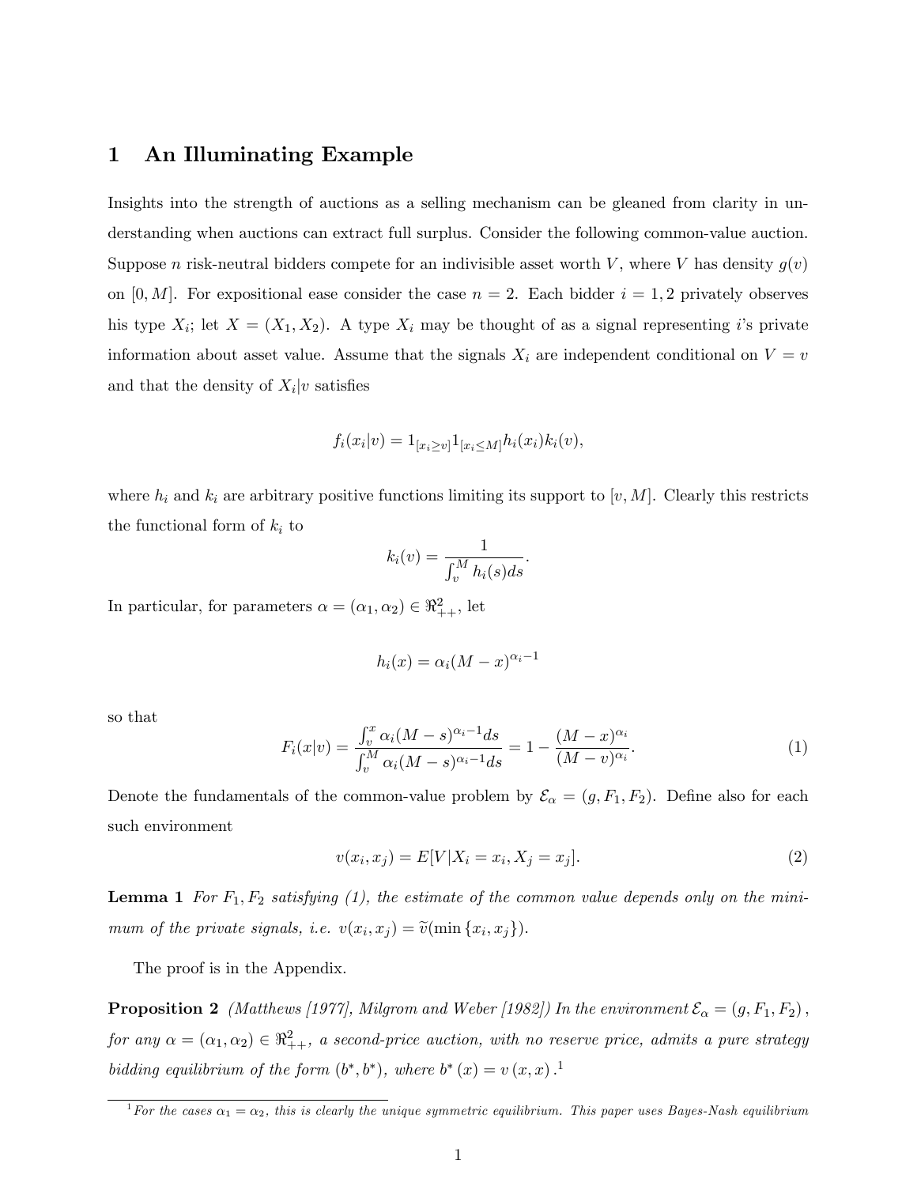# 1 An Illuminating Example

Insights into the strength of auctions as a selling mechanism can be gleaned from clarity in understanding when auctions can extract full surplus. Consider the following common-value auction. Suppose $n$ risk-neutral bidders compete for an indivisible asset worth $V$, where $V$ has density $g(v)$ on $[0, M]$. For expositional ease consider the case $n = 2$. Each bidder $i = 1, 2$ privately observes his type $X_i$; let $X = (X_1, X_2)$. A type $X_i$ may be thought of as a signal representing $i$'s private information about asset value. Assume that the signals $X_i$ are independent conditional on $V = v$ and that the density of $X_i|v$ satisfies

$$f_i(x_i|v) = 1_{[x_i \geq v]} 1_{[x_i \leq M]} h_i(x_i) k_i(v),$$

where $h_i$ and $k_i$ are arbitrary positive functions limiting its support to $[v, M]$. Clearly this restricts the functional form of $k_i$ to

$$k_i(v) = \frac{1}{\int_v^M h_i(s)ds}.$$

In particular, for parameters $\alpha = (\alpha_1, \alpha_2) \in \Re^2_{++}$, let

$$h_i(x) = \alpha_i (M - x)^{\alpha_i - 1}$$

so that

$$F_i(x|v) = \frac{\int_v^x \alpha_i (M - s)^{\alpha_i - 1} ds}{\int_v^M \alpha_i (M - s)^{\alpha_i - 1} ds} = 1 - \frac{(M - x)^{\alpha_i}}{(M - v)^{\alpha_i}}. \tag{1}$$

Denote the fundamentals of the common-value problem by $\mathcal{E}_\alpha = (g, F_1, F_2)$. Define also for each such environment

$$v(x_i, x_j) = E[V | X_i = x_i, X_j = x_j]. \tag{2}$$

**Lemma 1** *For $F_1, F_2$ satisfying (1), the estimate of the common value depends only on the minimum of the private signals, i.e. $v(x_i, x_j) = \widetilde{v}(\min\{x_i, x_j\})$.*

The proof is in the Appendix.

**Proposition 2** *(Matthews [1977], Milgrom and Weber [1982]) In the environment $\mathcal{E}_\alpha = (g, F_1, F_2)$, for any $\alpha = (\alpha_1, \alpha_2) \in \Re^2_{++}$, a second-price auction, with no reserve price, admits a pure strategy bidding equilibrium of the form $(b^*, b^*)$, where $b^*(x) = v(x, x)$.*[1]

[1] *For the cases $\alpha_1 = \alpha_2$, this is clearly the unique symmetric equilibrium. This paper uses Bayes-Nash equilibrium*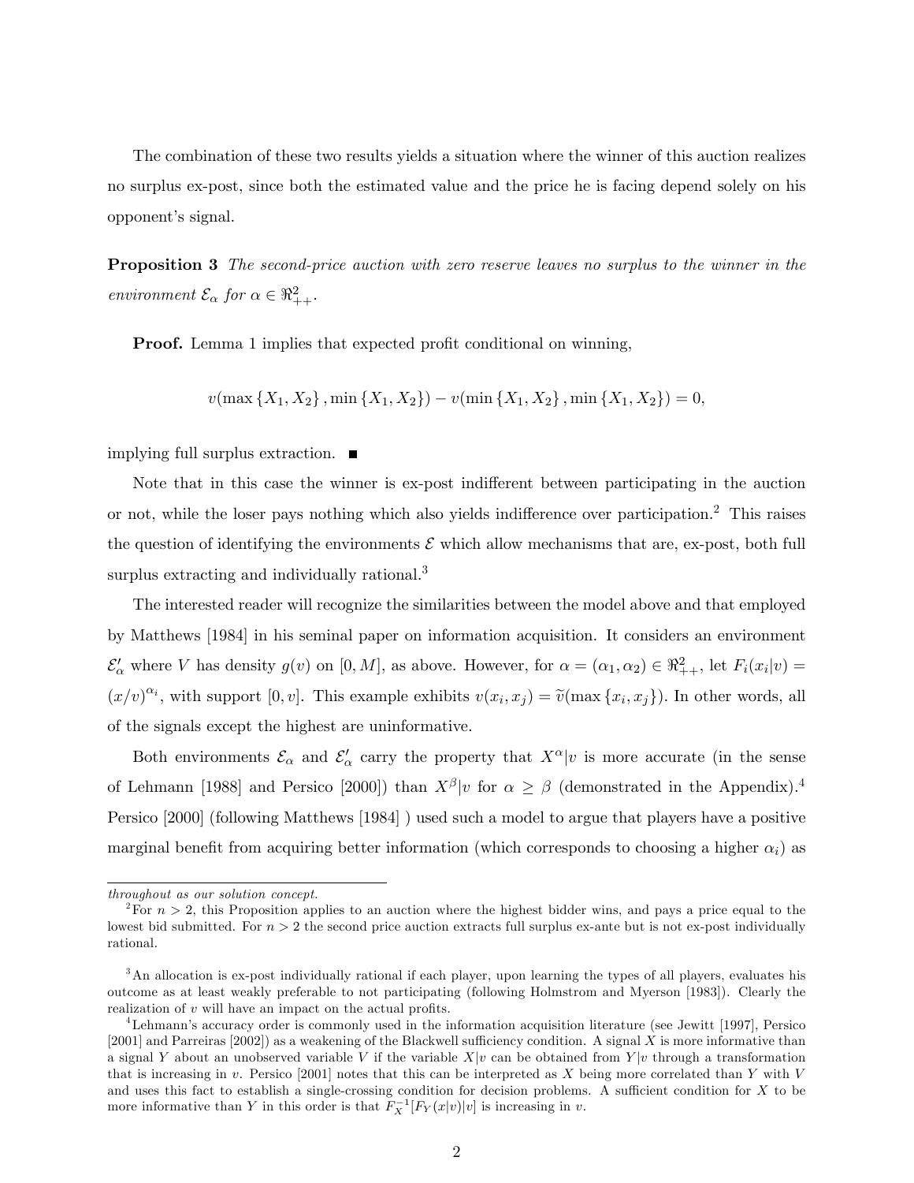The combination of these two results yields a situation where the winner of this auction realizes no surplus ex-post, since both the estimated value and the price he is facing depend solely on his opponent's signal.

**Proposition 3** *The second-price auction with zero reserve leaves no surplus to the winner in the environment $\mathcal{E}_\alpha$ for $\alpha \in \Re^2_{++}$.*

**Proof.** Lemma 1 implies that expected profit conditional on winning,

$$v(\max\{X_1, X_2\}, \min\{X_1, X_2\}) - v(\min\{X_1, X_2\}, \min\{X_1, X_2\}) = 0,$$

implying full surplus extraction. ■

Note that in this case the winner is ex-post indifferent between participating in the auction or not, while the loser pays nothing which also yields indifference over participation.[2] This raises the question of identifying the environments $\mathcal{E}$ which allow mechanisms that are, ex-post, both full surplus extracting and individually rational.[3]

The interested reader will recognize the similarities between the model above and that employed by Matthews [1984] in his seminal paper on information acquisition. It considers an environment $\mathcal{E}'_\alpha$ where $V$ has density $g(v)$ on $[0, M]$, as above. However, for $\alpha = (\alpha_1, \alpha_2) \in \Re^2_{++}$, let $F_i(x_i|v) = (x/v)^{\alpha_i}$, with support $[0, v]$. This example exhibits $v(x_i, x_j) = \widetilde{v}(\max\{x_i, x_j\})$. In other words, all of the signals except the highest are uninformative.

Both environments $\mathcal{E}_\alpha$ and $\mathcal{E}'_\alpha$ carry the property that $X^\alpha|v$ is more accurate (in the sense of Lehmann [1988] and Persico [2000]) than $X^\beta|v$ for $\alpha \geq \beta$ (demonstrated in the Appendix).[4] Persico [2000] (following Matthews [1984] ) used such a model to argue that players have a positive marginal benefit from acquiring better information (which corresponds to choosing a higher $\alpha_i$) as

---

throughout as our solution concept.

[2] For $n > 2$, this Proposition applies to an auction where the highest bidder wins, and pays a price equal to the lowest bid submitted. For $n > 2$ the second price auction extracts full surplus ex-ante but is not ex-post individually rational.

[3] An allocation is ex-post individually rational if each player, upon learning the types of all players, evaluates his outcome as at least weakly preferable to not participating (following Holmstrom and Myerson [1983]). Clearly the realization of $v$ will have an impact on the actual profits.

[4] Lehmann's accuracy order is commonly used in the information acquisition literature (see Jewitt [1997], Persico [2001] and Parreiras [2002]) as a weakening of the Blackwell sufficiency condition. A signal $X$ is more informative than a signal $Y$ about an unobserved variable $V$ if the variable $X|v$ can be obtained from $Y|v$ through a transformation that is increasing in $v$. Persico [2001] notes that this can be interpreted as $X$ being more correlated than $Y$ with $V$ and uses this fact to establish a single-crossing condition for decision problems. A sufficient condition for $X$ to be more informative than $Y$ in this order is that $F_X^{-1}[F_Y(x|v)|v]$ is increasing in $v$.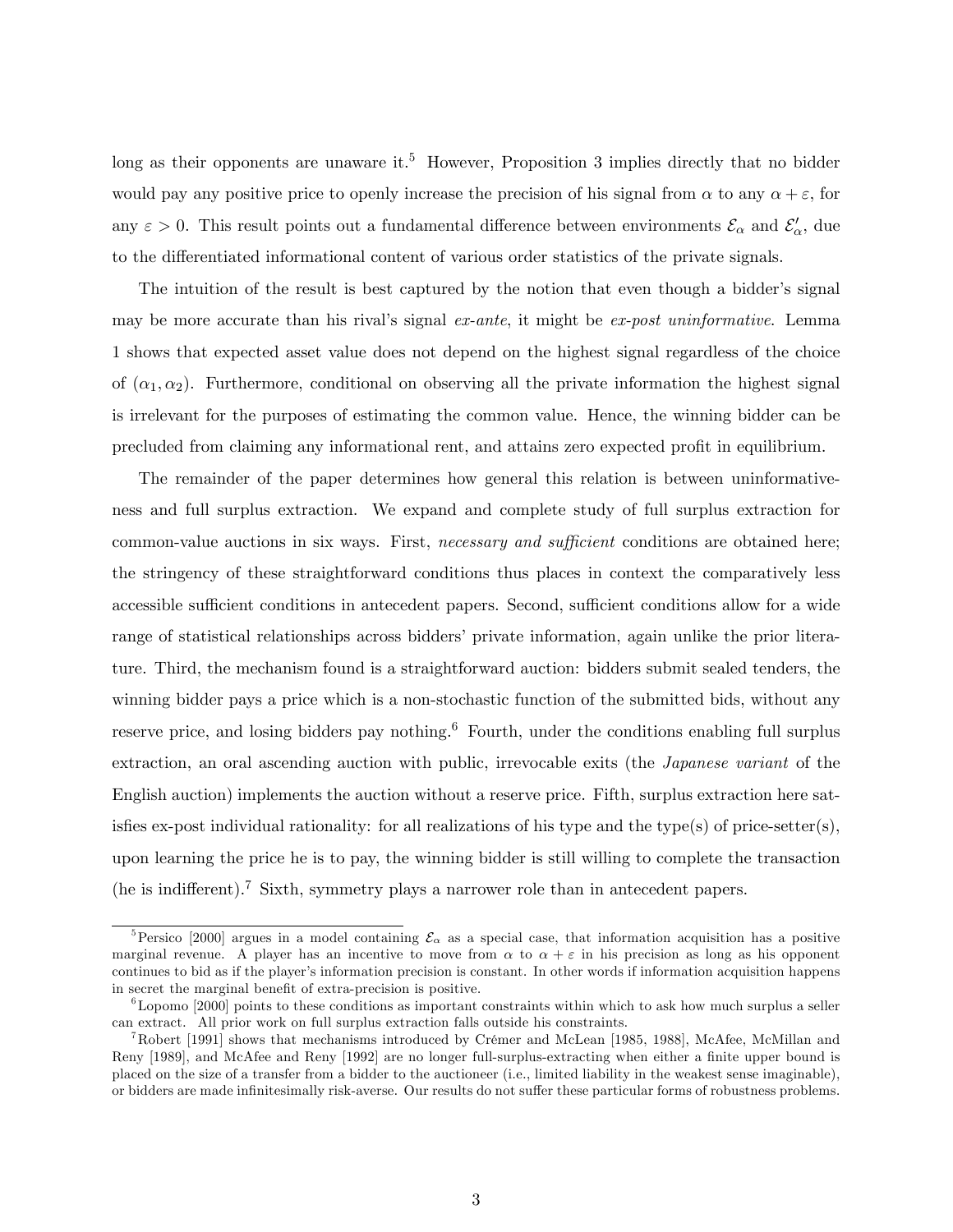long as their opponents are unaware it.[5] However, Proposition 3 implies directly that no bidder would pay any positive price to openly increase the precision of his signal from $\alpha$ to any $\alpha + \varepsilon$, for any $\varepsilon > 0$. This result points out a fundamental difference between environments $\mathcal{E}_\alpha$ and $\mathcal{E}'_\alpha$, due to the differentiated informational content of various order statistics of the private signals.

The intuition of the result is best captured by the notion that even though a bidder's signal may be more accurate than his rival's signal *ex-ante*, it might be *ex-post uninformative*. Lemma 1 shows that expected asset value does not depend on the highest signal regardless of the choice of $(\alpha_1, \alpha_2)$. Furthermore, conditional on observing all the private information the highest signal is irrelevant for the purposes of estimating the common value. Hence, the winning bidder can be precluded from claiming any informational rent, and attains zero expected profit in equilibrium.

The remainder of the paper determines how general this relation is between uninformativeness and full surplus extraction. We expand and complete study of full surplus extraction for common-value auctions in six ways. First, *necessary and sufficient* conditions are obtained here; the stringency of these straightforward conditions thus places in context the comparatively less accessible sufficient conditions in antecedent papers. Second, sufficient conditions allow for a wide range of statistical relationships across bidders' private information, again unlike the prior literature. Third, the mechanism found is a straightforward auction: bidders submit sealed tenders, the winning bidder pays a price which is a non-stochastic function of the submitted bids, without any reserve price, and losing bidders pay nothing.[6] Fourth, under the conditions enabling full surplus extraction, an oral ascending auction with public, irrevocable exits (the *Japanese variant* of the English auction) implements the auction without a reserve price. Fifth, surplus extraction here satisfies ex-post individual rationality: for all realizations of his type and the type(s) of price-setter(s), upon learning the price he is to pay, the winning bidder is still willing to complete the transaction (he is indifferent).[7] Sixth, symmetry plays a narrower role than in antecedent papers.

---

[5] Persico [2000] argues in a model containing $\mathcal{E}_\alpha$ as a special case, that information acquisition has a positive marginal revenue. A player has an incentive to move from $\alpha$ to $\alpha + \varepsilon$ in his precision as long as his opponent continues to bid as if the player's information precision is constant. In other words if information acquisition happens in secret the marginal benefit of extra-precision is positive.

[6] Lopomo [2000] points to these conditions as important constraints within which to ask how much surplus a seller can extract. All prior work on full surplus extraction falls outside his constraints.

[7] Robert [1991] shows that mechanisms introduced by Crémer and McLean [1985, 1988], McAfee, McMillan and Reny [1989], and McAfee and Reny [1992] are no longer full-surplus-extracting when either a finite upper bound is placed on the size of a transfer from a bidder to the auctioneer (i.e., limited liability in the weakest sense imaginable), or bidders are made infinitesimally risk-averse. Our results do not suffer these particular forms of robustness problems.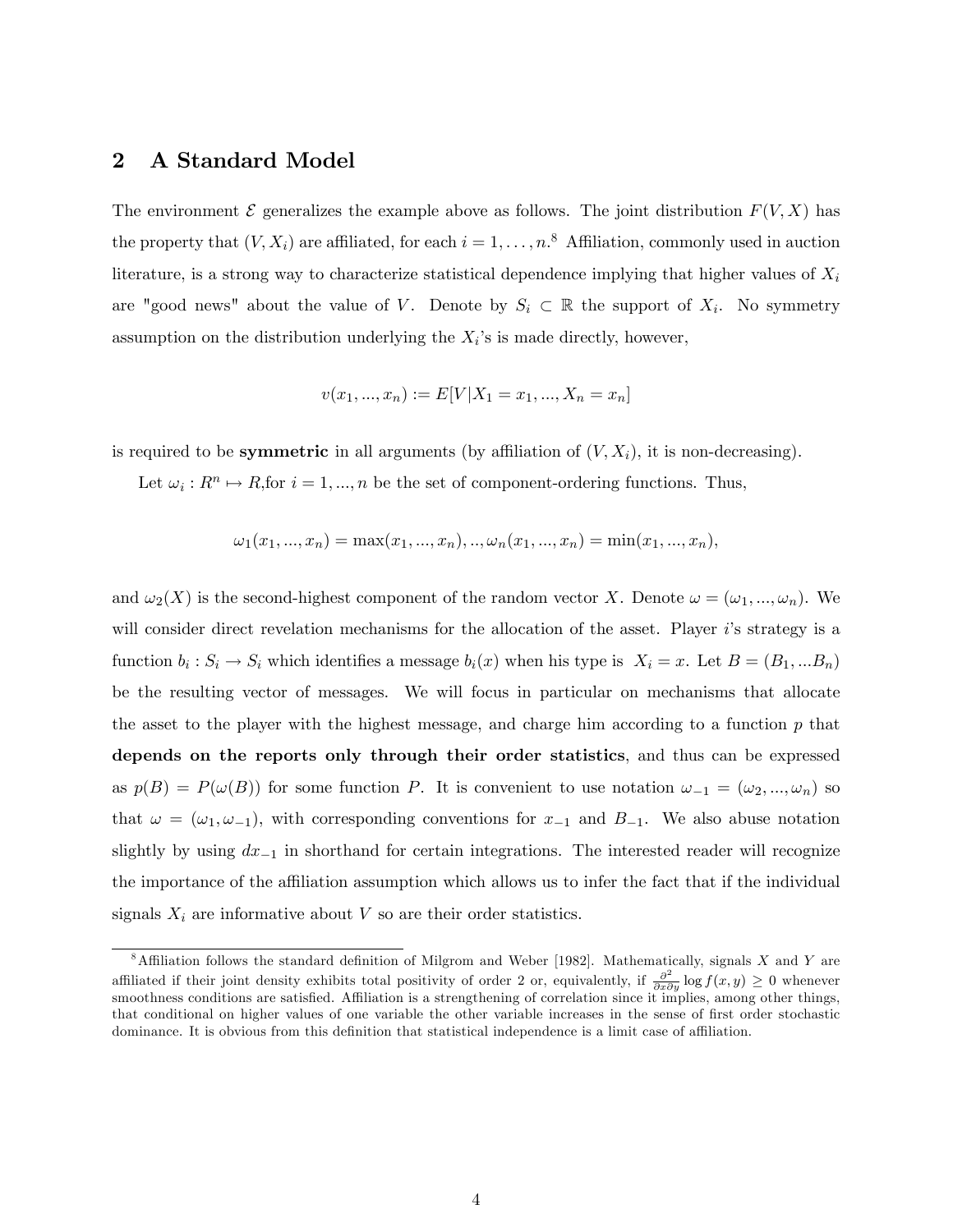## 2 A Standard Model

The environment $\mathcal{E}$ generalizes the example above as follows. The joint distribution $F(V, X)$ has the property that $(V, X_i)$ are affiliated, for each $i = 1, \ldots, n$.[8] Affiliation, commonly used in auction literature, is a strong way to characterize statistical dependence implying that higher values of $X_i$ are "good news" about the value of $V$. Denote by $S_i \subset \mathbb{R}$ the support of $X_i$. No symmetry assumption on the distribution underlying the $X_i$'s is made directly, however,

$$v(x_1, ..., x_n) := E[V|X_1 = x_1, ..., X_n = x_n]$$

is required to be **symmetric** in all arguments (by affiliation of $(V, X_i)$, it is non-decreasing).

Let $\omega_i : R^n \mapsto R$,for $i = 1, ..., n$ be the set of component-ordering functions. Thus,

$$\omega_1(x_1, ..., x_n) = \max(x_1, ..., x_n), .., \omega_n(x_1, ..., x_n) = \min(x_1, ..., x_n),$$

and $\omega_2(X)$ is the second-highest component of the random vector $X$. Denote $\omega = (\omega_1, ..., \omega_n)$. We will consider direct revelation mechanisms for the allocation of the asset. Player $i$'s strategy is a function $b_i : S_i \to S_i$ which identifies a message $b_i(x)$ when his type is $X_i = x$. Let $B = (B_1, ...B_n)$ be the resulting vector of messages. We will focus in particular on mechanisms that allocate the asset to the player with the highest message, and charge him according to a function $p$ that **depends on the reports only through their order statistics**, and thus can be expressed as $p(B) = P(\omega(B))$ for some function $P$. It is convenient to use notation $\omega_{-1} = (\omega_2, ..., \omega_n)$ so that $\omega = (\omega_1, \omega_{-1})$, with corresponding conventions for $x_{-1}$ and $B_{-1}$. We also abuse notation slightly by using $dx_{-1}$ in shorthand for certain integrations. The interested reader will recognize the importance of the affiliation assumption which allows us to infer the fact that if the individual signals $X_i$ are informative about $V$ so are their order statistics.

[8] Affiliation follows the standard definition of Milgrom and Weber [1982]. Mathematically, signals $X$ and $Y$ are affiliated if their joint density exhibits total positivity of order 2 or, equivalently, if $\frac{\partial^2}{\partial x \partial y} \log f(x, y) \geq 0$ whenever smoothness conditions are satisfied. Affiliation is a strengthening of correlation since it implies, among other things, that conditional on higher values of one variable the other variable increases in the sense of first order stochastic dominance. It is obvious from this definition that statistical independence is a limit case of affiliation.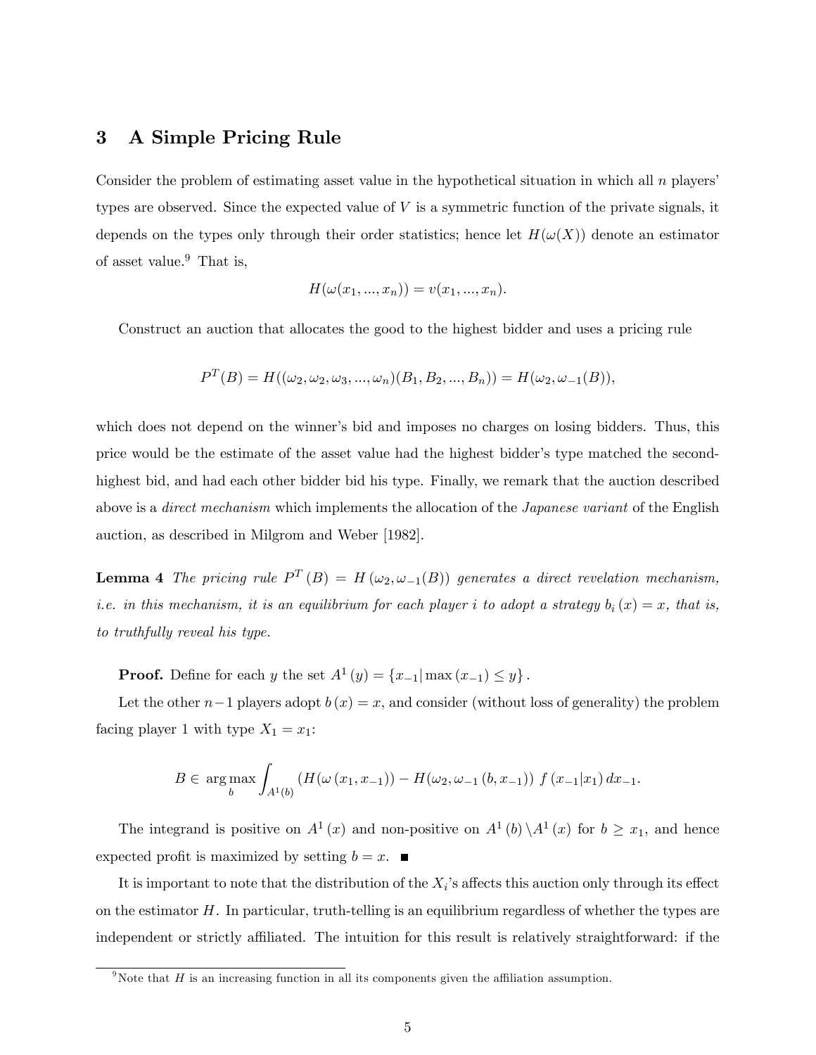## 3 A Simple Pricing Rule

Consider the problem of estimating asset value in the hypothetical situation in which all $n$ players' types are observed. Since the expected value of $V$ is a symmetric function of the private signals, it depends on the types only through their order statistics; hence let $H(\omega(X))$ denote an estimator of asset value.[9] That is,

$$H(\omega(x_1, ..., x_n)) = v(x_1, ..., x_n).$$

Construct an auction that allocates the good to the highest bidder and uses a pricing rule

$$P^T(B) = H((\omega_2, \omega_2, \omega_3, ..., \omega_n)(B_1, B_2, ..., B_n)) = H(\omega_2, \omega_{-1}(B)),$$

which does not depend on the winner's bid and imposes no charges on losing bidders. Thus, this price would be the estimate of the asset value had the highest bidder's type matched the second-highest bid, and had each other bidder bid his type. Finally, we remark that the auction described above is a *direct mechanism* which implements the allocation of the *Japanese variant* of the English auction, as described in Milgrom and Weber [1982].

**Lemma 4** *The pricing rule $P^T(B) = H(\omega_2, \omega_{-1}(B))$ generates a direct revelation mechanism, i.e. in this mechanism, it is an equilibrium for each player $i$ to adopt a strategy $b_i(x) = x$, that is, to truthfully reveal his type.*

**Proof.** Define for each $y$ the set $A^1(y) = \{x_{-1} | \max(x_{-1}) \le y\}$.

Let the other $n-1$ players adopt $b(x) = x$, and consider (without loss of generality) the problem facing player 1 with type $X_1 = x_1$:

$$B \in \arg\max_b \int_{A^1(b)} \left(H(\omega(x_1, x_{-1})) - H(\omega_2, \omega_{-1}(b, x_{-1})\right) f(x_{-1}|x_1) \, dx_{-1}.$$

The integrand is positive on $A^1(x)$ and non-positive on $A^1(b) \backslash A^1(x)$ for $b \ge x_1$, and hence expected profit is maximized by setting $b = x$. ■

It is important to note that the distribution of the $X_i$'s affects this auction only through its effect on the estimator $H$. In particular, truth-telling is an equilibrium regardless of whether the types are independent or strictly affiliated. The intuition for this result is relatively straightforward: if the

[9] Note that $H$ is an increasing function in all its components given the affiliation assumption.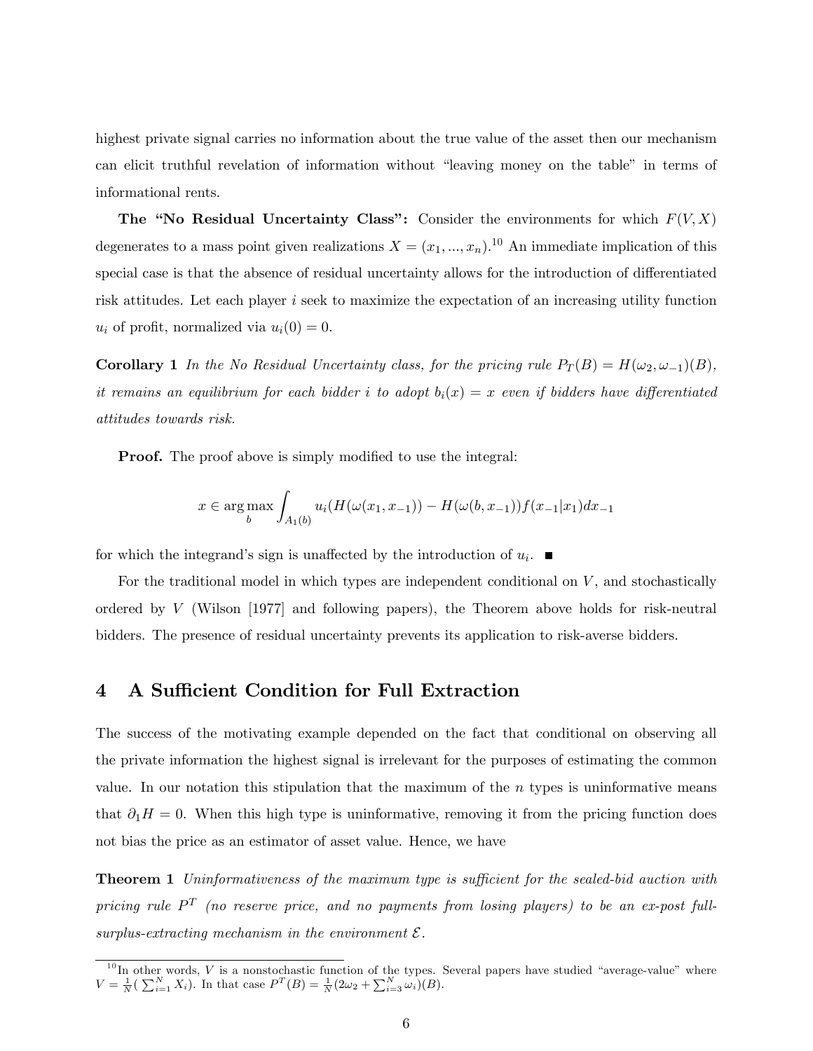highest private signal carries no information about the true value of the asset then our mechanism can elicit truthful revelation of information without "leaving money on the table" in terms of informational rents.

**The "No Residual Uncertainty Class":** Consider the environments for which $F(V, X)$ degenerates to a mass point given realizations $X = (x_1, ..., x_n)$.[10] An immediate implication of this special case is that the absence of residual uncertainty allows for the introduction of differentiated risk attitudes. Let each player $i$ seek to maximize the expectation of an increasing utility function $u_i$ of profit, normalized via $u_i(0) = 0$.

**Corollary 1** *In the No Residual Uncertainty class, for the pricing rule $P_T(B) = H(\omega_2, \omega_{-1})(B)$, it remains an equilibrium for each bidder $i$ to adopt $b_i(x) = x$ even if bidders have differentiated attitudes towards risk.*

**Proof.** The proof above is simply modified to use the integral:

$$x \in \arg\max_b \int_{A_1(b)} u_i(H(\omega(x_1, x_{-1})) - H(\omega(b, x_{-1}))f(x_{-1}|x_1)dx_{-1}$$

for which the integrand's sign is unaffected by the introduction of $u_i$. ■

For the traditional model in which types are independent conditional on $V$, and stochastically ordered by $V$ (Wilson [1977] and following papers), the Theorem above holds for risk-neutral bidders. The presence of residual uncertainty prevents its application to risk-averse bidders.

## 4 A Sufficient Condition for Full Extraction

The success of the motivating example depended on the fact that conditional on observing all the private information the highest signal is irrelevant for the purposes of estimating the common value. In our notation this stipulation that the maximum of the $n$ types is uninformative means that $\partial_1 H = 0$. When this high type is uninformative, removing it from the pricing function does not bias the price as an estimator of asset value. Hence, we have

**Theorem 1** *Uninformativeness of the maximum type is sufficient for the sealed-bid auction with pricing rule $P^T$ (no reserve price, and no payments from losing players) to be an ex-post full-surplus-extracting mechanism in the environment $\mathcal{E}$.*

[10] In other words, $V$ is a nonstochastic function of the types. Several papers have studied "average-value" where $V = \frac{1}{N}(\sum_{i=1}^{N} X_i)$. In that case $P^T(B) = \frac{1}{N}(2\omega_2 + \sum_{i=3}^{N} \omega_i)(B)$.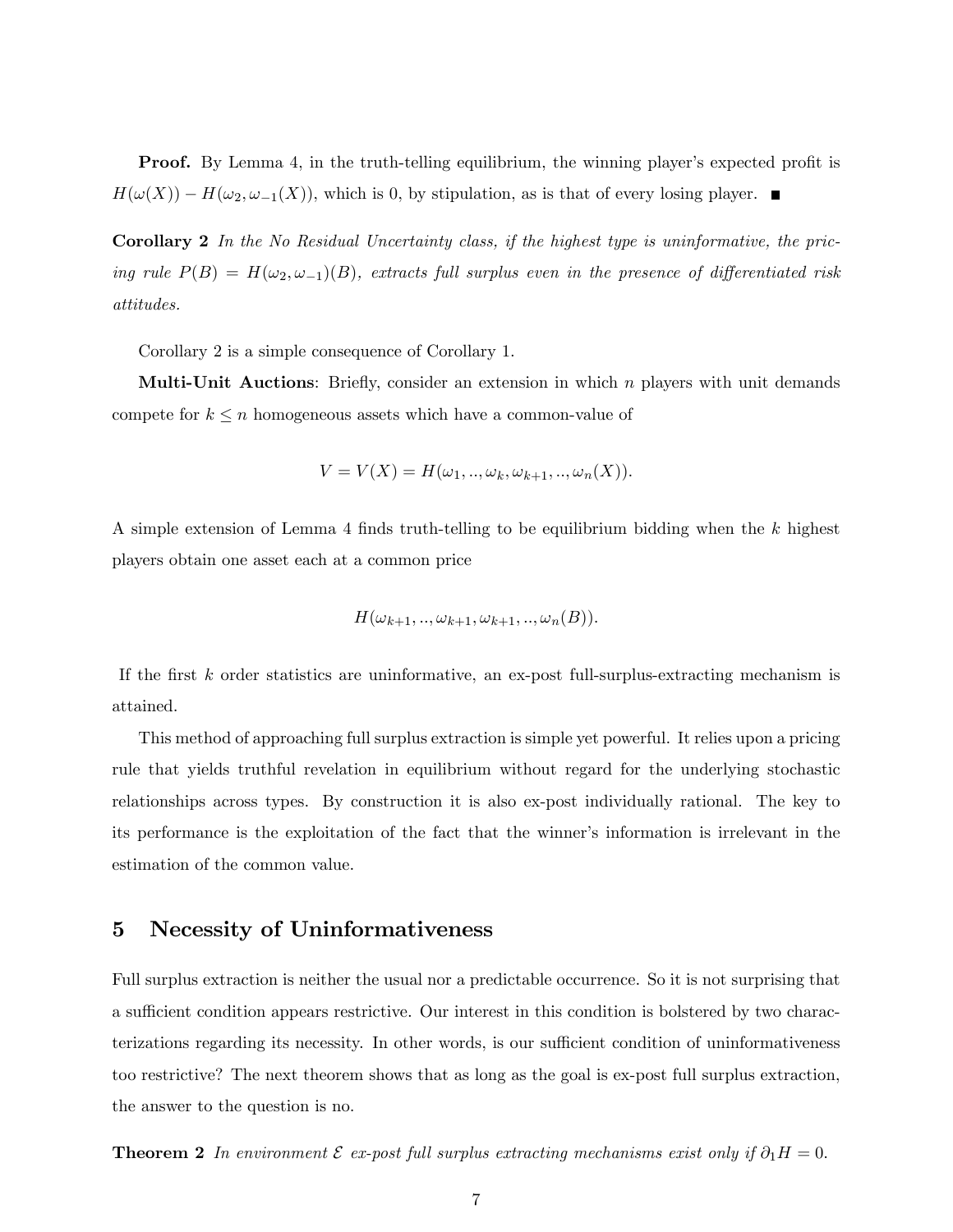**Proof.** By Lemma 4, in the truth-telling equilibrium, the winning player's expected profit is $H(\omega(X)) - H(\omega_2, \omega_{-1}(X))$, which is 0, by stipulation, as is that of every losing player. ■

**Corollary 2** *In the No Residual Uncertainty class, if the highest type is uninformative, the pricing rule $P(B) = H(\omega_2, \omega_{-1})(B)$, extracts full surplus even in the presence of differentiated risk attitudes.*

Corollary 2 is a simple consequence of Corollary 1.

**Multi-Unit Auctions**: Briefly, consider an extension in which $n$ players with unit demands compete for $k \leq n$ homogeneous assets which have a common-value of

$$V = V(X) = H(\omega_1, .., \omega_k, \omega_{k+1}, .., \omega_n(X)).$$

A simple extension of Lemma 4 finds truth-telling to be equilibrium bidding when the $k$ highest players obtain one asset each at a common price

$$H(\omega_{k+1}, .., \omega_{k+1}, \omega_{k+1}, .., \omega_n(B)).$$

If the first $k$ order statistics are uninformative, an ex-post full-surplus-extracting mechanism is attained.

This method of approaching full surplus extraction is simple yet powerful. It relies upon a pricing rule that yields truthful revelation in equilibrium without regard for the underlying stochastic relationships across types. By construction it is also ex-post individually rational. The key to its performance is the exploitation of the fact that the winner's information is irrelevant in the estimation of the common value.

## 5 Necessity of Uninformativeness

Full surplus extraction is neither the usual nor a predictable occurrence. So it is not surprising that a sufficient condition appears restrictive. Our interest in this condition is bolstered by two characterizations regarding its necessity. In other words, is our sufficient condition of uninformativeness too restrictive? The next theorem shows that as long as the goal is ex-post full surplus extraction, the answer to the question is no.

**Theorem 2** *In environment $\mathcal{E}$ ex-post full surplus extracting mechanisms exist only if $\partial_1 H = 0$.*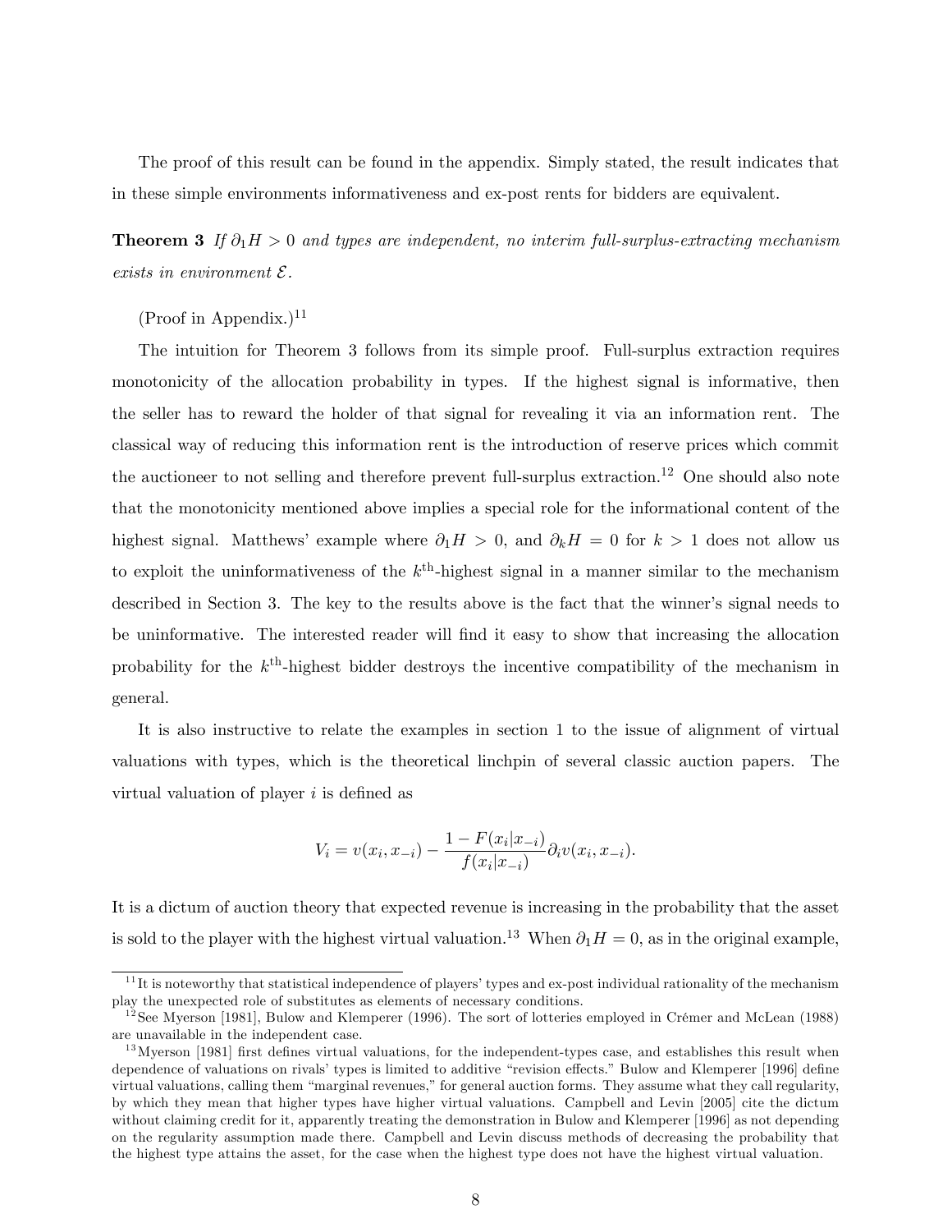The proof of this result can be found in the appendix. Simply stated, the result indicates that in these simple environments informativeness and ex-post rents for bidders are equivalent.

**Theorem 3** *If $\partial_1 H > 0$ and types are independent, no interim full-surplus-extracting mechanism exists in environment $\mathcal{E}$.*

(Proof in Appendix.)[11]

The intuition for Theorem 3 follows from its simple proof. Full-surplus extraction requires monotonicity of the allocation probability in types. If the highest signal is informative, then the seller has to reward the holder of that signal for revealing it via an information rent. The classical way of reducing this information rent is the introduction of reserve prices which commit the auctioneer to not selling and therefore prevent full-surplus extraction.[12] One should also note that the monotonicity mentioned above implies a special role for the informational content of the highest signal. Matthews' example where $\partial_1 H > 0$, and $\partial_k H = 0$ for $k > 1$ does not allow us to exploit the uninformativeness of the $k^{\text{th}}$-highest signal in a manner similar to the mechanism described in Section 3. The key to the results above is the fact that the winner's signal needs to be uninformative. The interested reader will find it easy to show that increasing the allocation probability for the $k^{\text{th}}$-highest bidder destroys the incentive compatibility of the mechanism in general.

It is also instructive to relate the examples in section 1 to the issue of alignment of virtual valuations with types, which is the theoretical linchpin of several classic auction papers. The virtual valuation of player $i$ is defined as

$$V_i = v(x_i, x_{-i}) - \frac{1 - F(x_i|x_{-i})}{f(x_i|x_{-i})} \partial_i v(x_i, x_{-i}).$$

It is a dictum of auction theory that expected revenue is increasing in the probability that the asset is sold to the player with the highest virtual valuation.[13] When $\partial_1 H = 0$, as in the original example,

[11] It is noteworthy that statistical independence of players' types and ex-post individual rationality of the mechanism play the unexpected role of substitutes as elements of necessary conditions.

[12] See Myerson [1981], Bulow and Klemperer (1996). The sort of lotteries employed in Crémer and McLean (1988) are unavailable in the independent case.

[13] Myerson [1981] first defines virtual valuations, for the independent-types case, and establishes this result when dependence of valuations on rivals' types is limited to additive "revision effects." Bulow and Klemperer [1996] define virtual valuations, calling them "marginal revenues," for general auction forms. They assume what they call regularity, by which they mean that higher types have higher virtual valuations. Campbell and Levin [2005] cite the dictum without claiming credit for it, apparently treating the demonstration in Bulow and Klemperer [1996] as not depending on the regularity assumption made there. Campbell and Levin discuss methods of decreasing the probability that the highest type attains the asset, for the case when the highest type does not have the highest virtual valuation.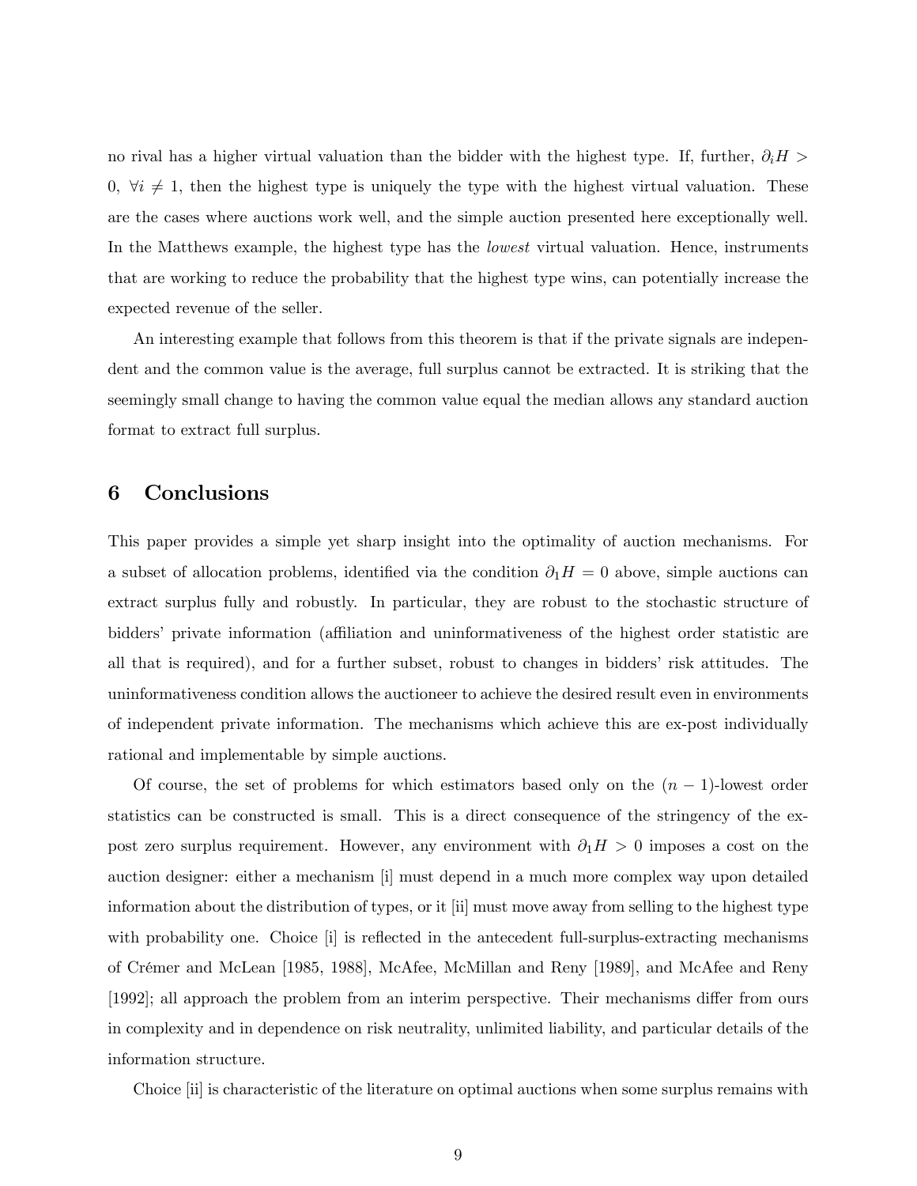no rival has a higher virtual valuation than the bidder with the highest type. If, further, $\partial_i H > 0,\ \forall i \neq 1$, then the highest type is uniquely the type with the highest virtual valuation. These are the cases where auctions work well, and the simple auction presented here exceptionally well. In the Matthews example, the highest type has the *lowest* virtual valuation. Hence, instruments that are working to reduce the probability that the highest type wins, can potentially increase the expected revenue of the seller.

An interesting example that follows from this theorem is that if the private signals are independent and the common value is the average, full surplus cannot be extracted. It is striking that the seemingly small change to having the common value equal the median allows any standard auction format to extract full surplus.

## 6 Conclusions

This paper provides a simple yet sharp insight into the optimality of auction mechanisms. For a subset of allocation problems, identified via the condition $\partial_1 H = 0$ above, simple auctions can extract surplus fully and robustly. In particular, they are robust to the stochastic structure of bidders' private information (affiliation and uninformativeness of the highest order statistic are all that is required), and for a further subset, robust to changes in bidders' risk attitudes. The uninformativeness condition allows the auctioneer to achieve the desired result even in environments of independent private information. The mechanisms which achieve this are ex-post individually rational and implementable by simple auctions.

Of course, the set of problems for which estimators based only on the $(n-1)$-lowest order statistics can be constructed is small. This is a direct consequence of the stringency of the ex-post zero surplus requirement. However, any environment with $\partial_1 H > 0$ imposes a cost on the auction designer: either a mechanism [i] must depend in a much more complex way upon detailed information about the distribution of types, or it [ii] must move away from selling to the highest type with probability one. Choice [i] is reflected in the antecedent full-surplus-extracting mechanisms of Crémer and McLean [1985, 1988], McAfee, McMillan and Reny [1989], and McAfee and Reny [1992]; all approach the problem from an interim perspective. Their mechanisms differ from ours in complexity and in dependence on risk neutrality, unlimited liability, and particular details of the information structure.

Choice [ii] is characteristic of the literature on optimal auctions when some surplus remains with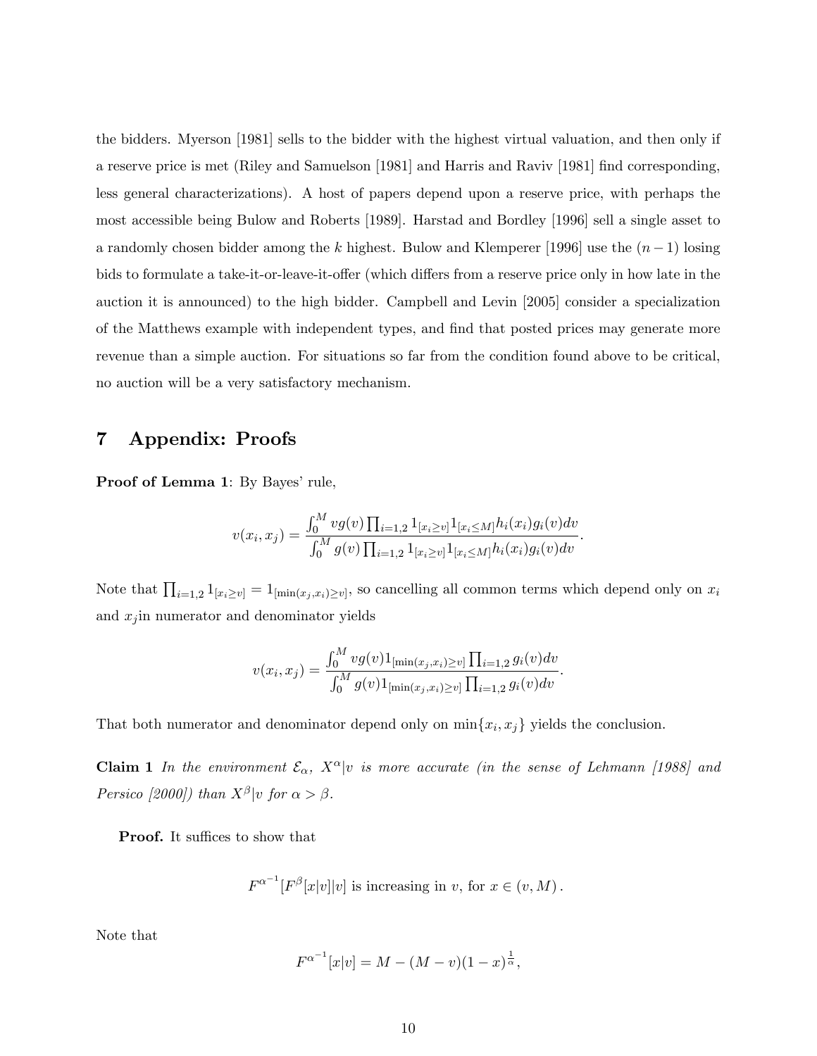the bidders. Myerson [1981] sells to the bidder with the highest virtual valuation, and then only if a reserve price is met (Riley and Samuelson [1981] and Harris and Raviv [1981] find corresponding, less general characterizations). A host of papers depend upon a reserve price, with perhaps the most accessible being Bulow and Roberts [1989]. Harstad and Bordley [1996] sell a single asset to a randomly chosen bidder among the $k$ highest. Bulow and Klemperer [1996] use the $(n-1)$ losing bids to formulate a take-it-or-leave-it-offer (which differs from a reserve price only in how late in the auction it is announced) to the high bidder. Campbell and Levin [2005] consider a specialization of the Matthews example with independent types, and find that posted prices may generate more revenue than a simple auction. For situations so far from the condition found above to be critical, no auction will be a very satisfactory mechanism.

# 7 Appendix: Proofs

**Proof of Lemma 1**: By Bayes' rule,

$$v(x_i, x_j) = \frac{\int_0^M vg(v) \prod_{i=1,2} 1_{[x_i \geq v]} 1_{[x_i \leq M]} h_i(x_i) g_i(v) dv}{\int_0^M g(v) \prod_{i=1,2} 1_{[x_i \geq v]} 1_{[x_i \leq M]} h_i(x_i) g_i(v) dv}.$$

Note that $\prod_{i=1,2} 1_{[x_i \geq v]} = 1_{[\min(x_j, x_i) \geq v]}$, so cancelling all common terms which depend only on $x_i$ and $x_j$in numerator and denominator yields

$$v(x_i, x_j) = \frac{\int_0^M vg(v) 1_{[\min(x_j, x_i) \geq v]} \prod_{i=1,2} g_i(v) dv}{\int_0^M g(v) 1_{[\min(x_j, x_i) \geq v]} \prod_{i=1,2} g_i(v) dv}.$$

That both numerator and denominator depend only on $\min\{x_i, x_j\}$ yields the conclusion.

**Claim 1** *In the environment $\mathcal{E}_\alpha$, $X^\alpha|v$ is more accurate (in the sense of Lehmann [1988] and Persico [2000]) than $X^\beta|v$ for $\alpha > \beta$.*

**Proof.** It suffices to show that

$$F^{\alpha^{-1}}[F^\beta[x|v]|v] \text{ is increasing in } v, \text{ for } x \in (v, M).$$

Note that

$$F^{\alpha^{-1}}[x|v] = M - (M - v)(1 - x)^{\frac{1}{\alpha}},$$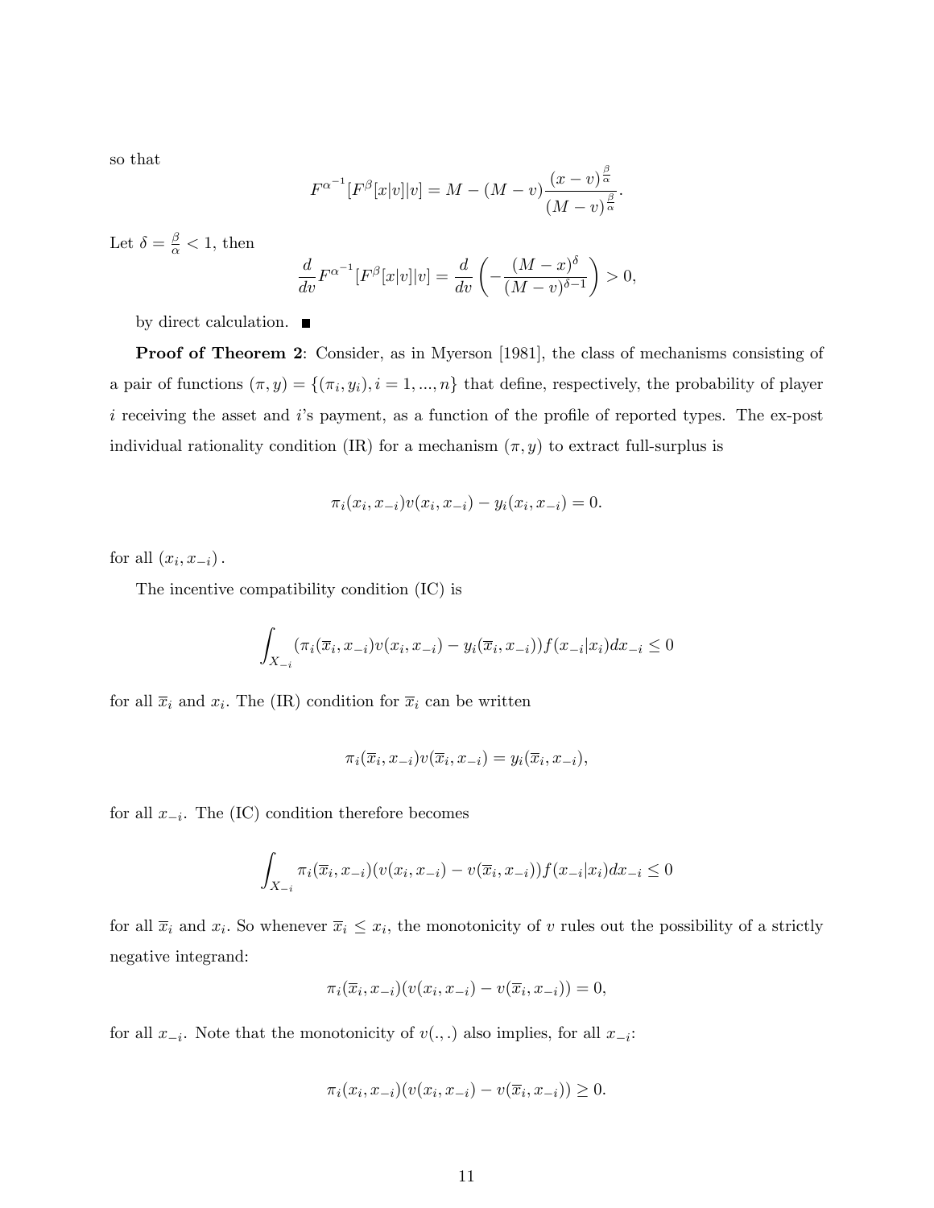so that

$$F^{\alpha^{-1}}[F^{\beta}[x|v]|v] = M - (M-v)\frac{(x-v)^{\frac{\beta}{\alpha}}}{(M-v)^{\frac{\beta}{\alpha}}}.$$

Let $\delta = \frac{\beta}{\alpha} < 1$, then

$$\frac{d}{dv}F^{\alpha^{-1}}[F^{\beta}[x|v]|v] = \frac{d}{dv}\left(-\frac{(M-x)^{\delta}}{(M-v)^{\delta-1}}\right) > 0,$$

by direct calculation. ■

**Proof of Theorem 2**: Consider, as in Myerson [1981], the class of mechanisms consisting of a pair of functions $(\pi, y) = \{(\pi_i, y_i), i = 1, ..., n\}$ that define, respectively, the probability of player $i$ receiving the asset and $i$'s payment, as a function of the profile of reported types. The ex-post individual rationality condition (IR) for a mechanism $(\pi, y)$ to extract full-surplus is

$$\pi_i(x_i, x_{-i})v(x_i, x_{-i}) - y_i(x_i, x_{-i}) = 0.$$

for all $(x_i, x_{-i})$.

The incentive compatibility condition (IC) is

$$\int_{X_{-i}} (\pi_i(\overline{x}_i, x_{-i})v(x_i, x_{-i}) - y_i(\overline{x}_i, x_{-i}))f(x_{-i}|x_i)dx_{-i} \leq 0$$

for all $\overline{x}_i$ and $x_i$. The (IR) condition for $\overline{x}_i$ can be written

$$\pi_i(\overline{x}_i, x_{-i})v(\overline{x}_i, x_{-i}) = y_i(\overline{x}_i, x_{-i}),$$

for all $x_{-i}$. The (IC) condition therefore becomes

$$\int_{X_{-i}} \pi_i(\overline{x}_i, x_{-i})(v(x_i, x_{-i}) - v(\overline{x}_i, x_{-i}))f(x_{-i}|x_i)dx_{-i} \leq 0$$

for all $\overline{x}_i$ and $x_i$. So whenever $\overline{x}_i \leq x_i$, the monotonicity of $v$ rules out the possibility of a strictly negative integrand:

$$\pi_i(\overline{x}_i, x_{-i})(v(x_i, x_{-i}) - v(\overline{x}_i, x_{-i})) = 0,$$

for all $x_{-i}$. Note that the monotonicity of $v(.,.)$ also implies, for all $x_{-i}$:

$$\pi_i(x_i, x_{-i})(v(x_i, x_{-i}) - v(\overline{x}_i, x_{-i})) \geq 0.$$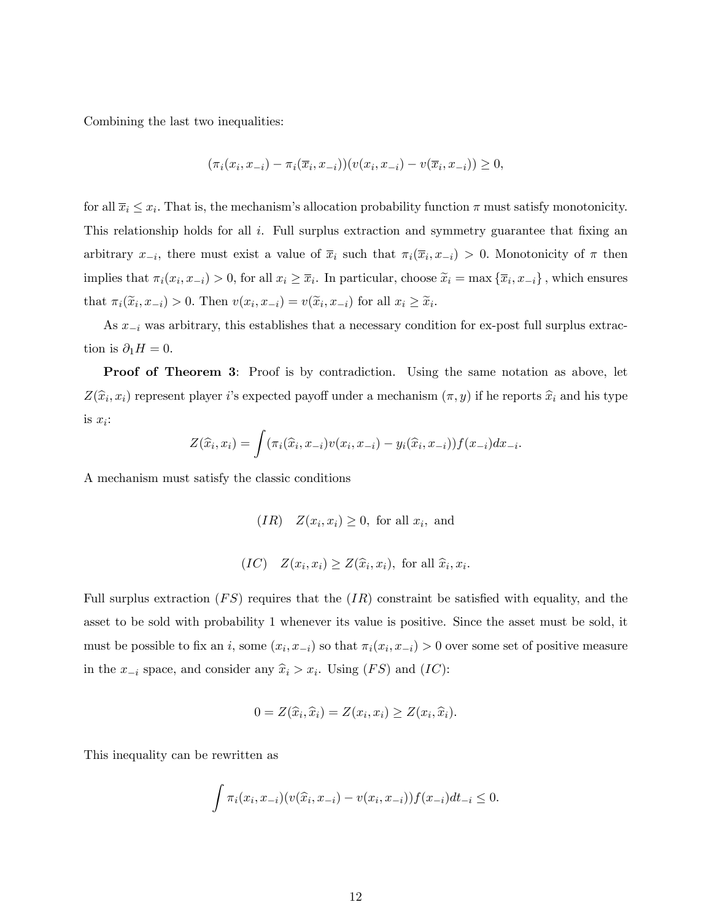Combining the last two inequalities:

$$(\pi_i(x_i, x_{-i}) - \pi_i(\overline{x}_i, x_{-i}))(v(x_i, x_{-i}) - v(\overline{x}_i, x_{-i})) \geq 0,$$

for all $\overline{x}_i \leq x_i$. That is, the mechanism's allocation probability function $\pi$ must satisfy monotonicity. This relationship holds for all $i$. Full surplus extraction and symmetry guarantee that fixing an arbitrary $x_{-i}$, there must exist a value of $\overline{x}_i$ such that $\pi_i(\overline{x}_i, x_{-i}) > 0$. Monotonicity of $\pi$ then implies that $\pi_i(x_i, x_{-i}) > 0$, for all $x_i \geq \overline{x}_i$. In particular, choose $\widetilde{x}_i = \max\{\overline{x}_i, x_{-i}\}$, which ensures that $\pi_i(\widetilde{x}_i, x_{-i}) > 0$. Then $v(x_i, x_{-i}) = v(\widetilde{x}_i, x_{-i})$ for all $x_i \geq \widetilde{x}_i$.

As $x_{-i}$ was arbitrary, this establishes that a necessary condition for ex-post full surplus extraction is $\partial_1 H = 0$.

**Proof of Theorem 3**: Proof is by contradiction. Using the same notation as above, let $Z(\widehat{x}_i, x_i)$ represent player $i$'s expected payoff under a mechanism $(\pi, y)$ if he reports $\widehat{x}_i$ and his type is $x_i$:

$$Z(\widehat{x}_i, x_i) = \int (\pi_i(\widehat{x}_i, x_{-i})v(x_i, x_{-i}) - y_i(\widehat{x}_i, x_{-i}))f(x_{-i})dx_{-i}.$$

A mechanism must satisfy the classic conditions

$$(IR) \quad Z(x_i, x_i) \geq 0, \text{ for all } x_i, \text{ and}$$

$$(IC) \quad Z(x_i, x_i) \geq Z(\widehat{x}_i, x_i), \text{ for all } \widehat{x}_i, x_i.$$

Full surplus extraction $(FS)$ requires that the $(IR)$ constraint be satisfied with equality, and the asset to be sold with probability 1 whenever its value is positive. Since the asset must be sold, it must be possible to fix an $i$, some $(x_i, x_{-i})$ so that $\pi_i(x_i, x_{-i}) > 0$ over some set of positive measure in the $x_{-i}$ space, and consider any $\widehat{x}_i > x_i$. Using $(FS)$ and $(IC)$:

$$0 = Z(\widehat{x}_i, \widehat{x}_i) = Z(x_i, x_i) \geq Z(x_i, \widehat{x}_i).$$

This inequality can be rewritten as

$$\int \pi_i(x_i, x_{-i})(v(\widehat{x}_i, x_{-i}) - v(x_i, x_{-i}))f(x_{-i})dt_{-i} \leq 0.$$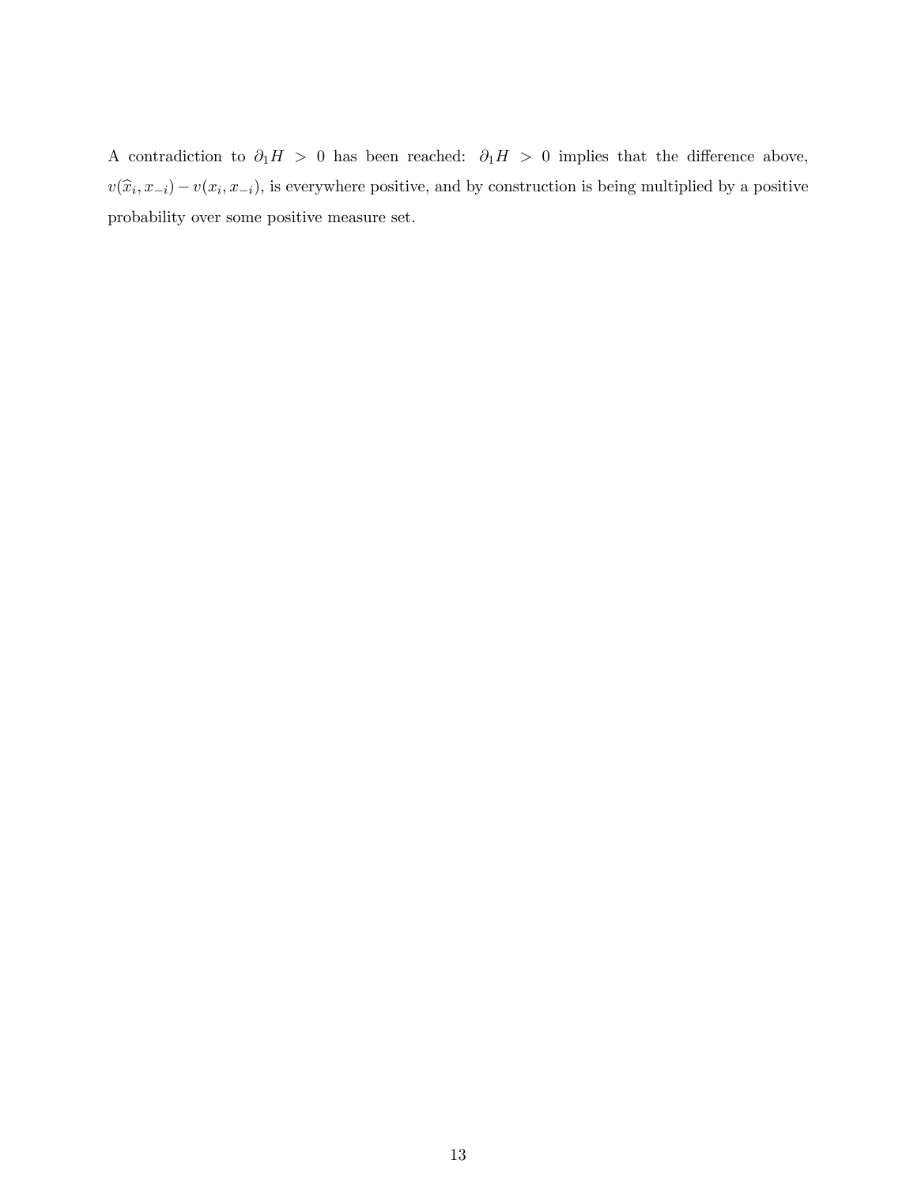A contradiction to $\partial_1 H > 0$ has been reached: $\partial_1 H > 0$ implies that the difference above, $v(\widehat{x}_i, x_{-i}) - v(x_i, x_{-i})$, is everywhere positive, and by construction is being multiplied by a positive probability over some positive measure set.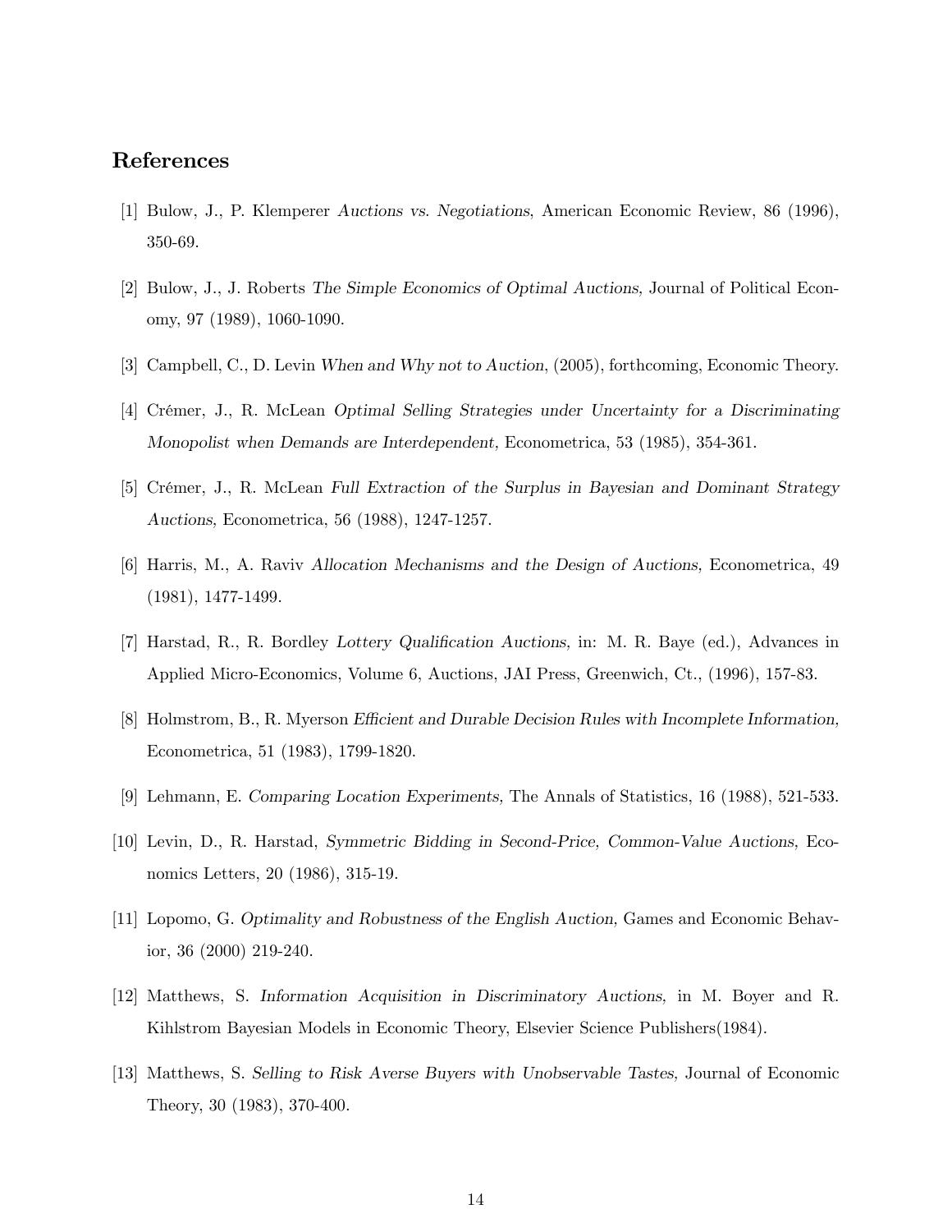## References

[1] Bulow, J., P. Klemperer *Auctions vs. Negotiations*, American Economic Review, 86 (1996), 350-69.

[2] Bulow, J., J. Roberts *The Simple Economics of Optimal Auctions,* Journal of Political Economy, 97 (1989), 1060-1090.

[3] Campbell, C., D. Levin *When and Why not to Auction*, (2005), forthcoming, Economic Theory.

[4] Crémer, J., R. McLean *Optimal Selling Strategies under Uncertainty for a Discriminating Monopolist when Demands are Interdependent,* Econometrica, 53 (1985), 354-361.

[5] Crémer, J., R. McLean *Full Extraction of the Surplus in Bayesian and Dominant Strategy Auctions*, Econometrica, 56 (1988), 1247-1257.

[6] Harris, M., A. Raviv *Allocation Mechanisms and the Design of Auctions*, Econometrica, 49 (1981), 1477-1499.

[7] Harstad, R., R. Bordley *Lottery Qualification Auctions,* in: M. R. Baye (ed.), Advances in Applied Micro-Economics, Volume 6, Auctions, JAI Press, Greenwich, Ct., (1996), 157-83.

[8] Holmstrom, B., R. Myerson *Efficient and Durable Decision Rules with Incomplete Information,* Econometrica, 51 (1983), 1799-1820.

[9] Lehmann, E. *Comparing Location Experiments,* The Annals of Statistics, 16 (1988), 521-533.

[10] Levin, D., R. Harstad, *Symmetric Bidding in Second-Price, Common-Value Auctions*, Economics Letters, 20 (1986), 315-19.

[11] Lopomo, G. *Optimality and Robustness of the English Auction,* Games and Economic Behavior, 36 (2000) 219-240.

[12] Matthews, S. *Information Acquisition in Discriminatory Auctions,* in M. Boyer and R. Kihlstrom Bayesian Models in Economic Theory, Elsevier Science Publishers(1984).

[13] Matthews, S. *Selling to Risk Averse Buyers with Unobservable Tastes,* Journal of Economic Theory, 30 (1983), 370-400.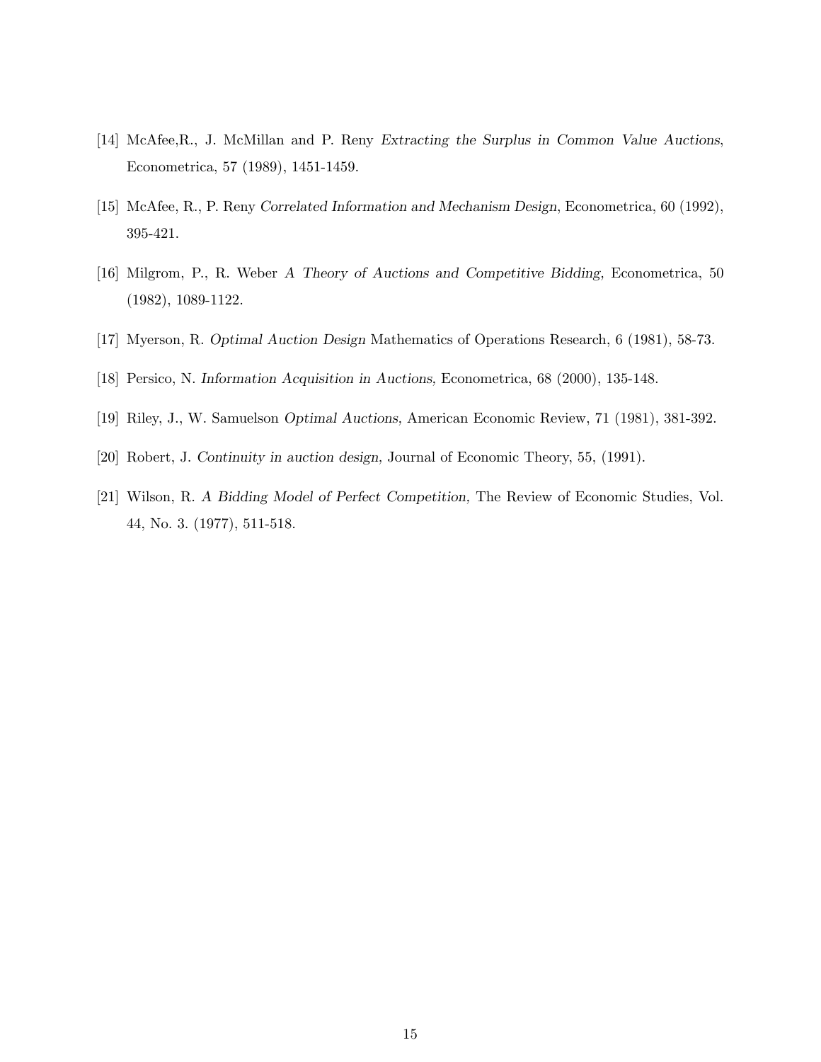[14] McAfee,R., J. McMillan and P. Reny *Extracting the Surplus in Common Value Auctions*, Econometrica, 57 (1989), 1451-1459.

[15] McAfee, R., P. Reny *Correlated Information and Mechanism Design*, Econometrica, 60 (1992), 395-421.

[16] Milgrom, P., R. Weber *A Theory of Auctions and Competitive Bidding,* Econometrica, 50 (1982), 1089-1122.

[17] Myerson, R. *Optimal Auction Design* Mathematics of Operations Research, 6 (1981), 58-73.

[18] Persico, N. *Information Acquisition in Auctions,* Econometrica, 68 (2000), 135-148.

[19] Riley, J., W. Samuelson *Optimal Auctions*, American Economic Review, 71 (1981), 381-392.

[20] Robert, J. *Continuity in auction design*, Journal of Economic Theory, 55, (1991).

[21] Wilson, R. *A Bidding Model of Perfect Competition,* The Review of Economic Studies, Vol. 44, No. 3. (1977), 511-518.